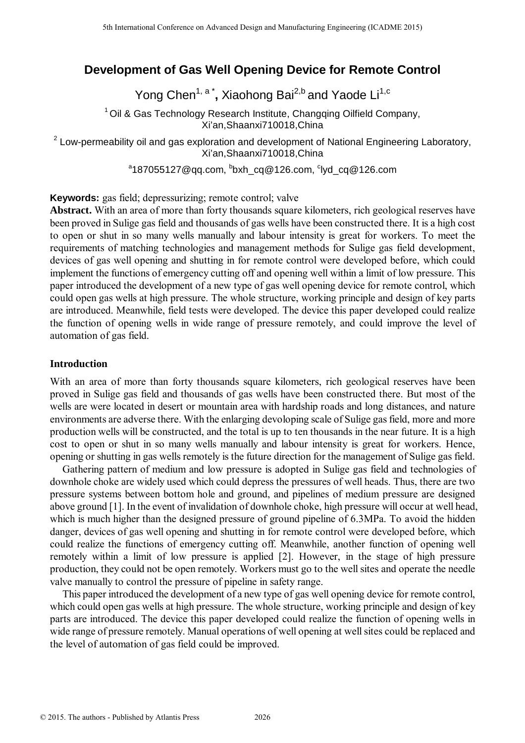# Development of Gas Well Opening Device for Remote Control

Yong Chen[1, a *], Xiaohong Bai[2,b] and Yaode Li[1,c]

[1] Oil & Gas Technology Research Institute, Changqing Oilfield Company, Xi'an,Shaanxi710018,China

[2] Low-permeability oil and gas exploration and development of National Engineering Laboratory, Xi'an,Shaanxi710018,China

[a]187055127@qq.com, [b]bxh_cq@126.com, [c]lyd_cq@126.com

**Keywords:** gas field; depressurizing; remote control; valve

**Abstract.** With an area of more than forty thousands square kilometers, rich geological reserves have been proved in Sulige gas field and thousands of gas wells have been constructed there. It is a high cost to open or shut in so many wells manually and labour intensity is great for workers. To meet the requirements of matching technologies and management methods for Sulige gas field development, devices of gas well opening and shutting in for remote control were developed before, which could implement the functions of emergency cutting off and opening well within a limit of low pressure. This paper introduced the development of a new type of gas well opening device for remote control, which could open gas wells at high pressure. The whole structure, working principle and design of key parts are introduced. Meanwhile, field tests were developed. The device this paper developed could realize the function of opening wells in wide range of pressure remotely, and could improve the level of automation of gas field.

## Introduction

With an area of more than forty thousands square kilometers, rich geological reserves have been proved in Sulige gas field and thousands of gas wells have been constructed there. But most of the wells are were located in desert or mountain area with hardship roads and long distances, and nature environments are adverse there. With the enlarging devoloping scale of Sulige gas field, more and more production wells will be constructed, and the total is up to ten thousands in the near future. It is a high cost to open or shut in so many wells manually and labour intensity is great for workers. Hence, opening or shutting in gas wells remotely is the future direction for the management of Sulige gas field.

Gathering pattern of medium and low pressure is adopted in Sulige gas field and technologies of downhole choke are widely used which could depress the pressures of well heads. Thus, there are two pressure systems between bottom hole and ground, and pipelines of medium pressure are designed above ground [1]. In the event of invalidation of downhole choke, high pressure will occur at well head, which is much higher than the designed pressure of ground pipeline of 6.3MPa. To avoid the hidden danger, devices of gas well opening and shutting in for remote control were developed before, which could realize the functions of emergency cutting off. Meanwhile, another function of opening well remotely within a limit of low pressure is applied [2]. However, in the stage of high pressure production, they could not be open remotely. Workers must go to the well sites and operate the needle valve manually to control the pressure of pipeline in safety range.

This paper introduced the development of a new type of gas well opening device for remote control, which could open gas wells at high pressure. The whole structure, working principle and design of key parts are introduced. The device this paper developed could realize the function of opening wells in wide range of pressure remotely. Manual operations of well opening at well sites could be replaced and the level of automation of gas field could be improved.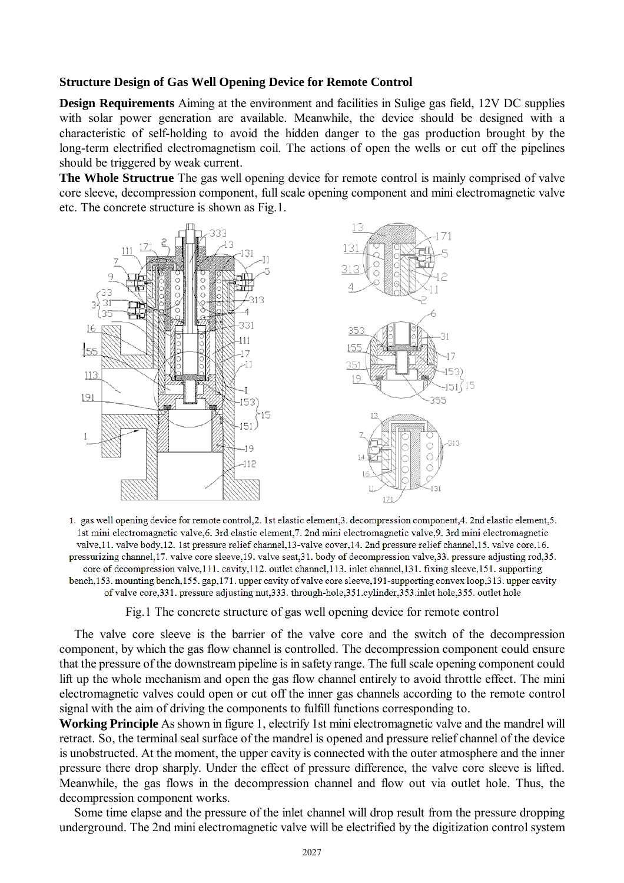## Structure Design of Gas Well Opening Device for Remote Control

**Design Requirements** Aiming at the environment and facilities in Sulige gas field, 12V DC supplies with solar power generation are available. Meanwhile, the device should be designed with a characteristic of self-holding to avoid the hidden danger to the gas production brought by the long-term electrified electromagnetism coil. The actions of open the wells or cut off the pipelines should be triggered by weak current.

**The Whole Structrue** The gas well opening device for remote control is mainly comprised of valve core sleeve, decompression component, full scale opening component and mini electromagnetic valve etc. The concrete structure is shown as Fig.1.

1. gas well opening device for remote control,2. 1st elastic element,3. decompression component,4. 2nd elastic element,5. 1st mini electromagnetic valve,6. 3rd elastic element,7. 2nd mini electromagnetic valve,9. 3rd mini electromagnetic valve,11. valve body,12. 1st pressure relief channel,13-valve cover,14. 2nd pressure relief channel,15. valve core,16. pressurizing channel,17. valve core sleeve,19. valve seat,31. body of decompression valve,33. pressure adjusting rod,35. core of decompression valve,111. cavity,112. outlet channel,113. inlet channel,131. fixing sleeve,151. supporting bench,153. mounting bench,155. gap,171. upper cavity of valve core sleeve,191-supporting convex loop,313. upper cavity of valve core,331. pressure adjusting nut,333. through-hole,351.cylinder,353.inlet hole,355. outlet hole

Fig.1 The concrete structure of gas well opening device for remote control

The valve core sleeve is the barrier of the valve core and the switch of the decompression component, by which the gas flow channel is controlled. The decompression component could ensure that the pressure of the downstream pipeline is in safety range. The full scale opening component could lift up the whole mechanism and open the gas flow channel entirely to avoid throttle effect. The mini electromagnetic valves could open or cut off the inner gas channels according to the remote control signal with the aim of driving the components to fulfill functions corresponding to.

**Working Principle** As shown in figure 1, electrify 1st mini electromagnetic valve and the mandrel will retract. So, the terminal seal surface of the mandrel is opened and pressure relief channel of the device is unobstructed. At the moment, the upper cavity is connected with the outer atmosphere and the inner pressure there drop sharply. Under the effect of pressure difference, the valve core sleeve is lifted. Meanwhile, the gas flows in the decompression channel and flow out via outlet hole. Thus, the decompression component works.

Some time elapse and the pressure of the inlet channel will drop result from the pressure dropping underground. The 2nd mini electromagnetic valve will be electrified by the digitization control system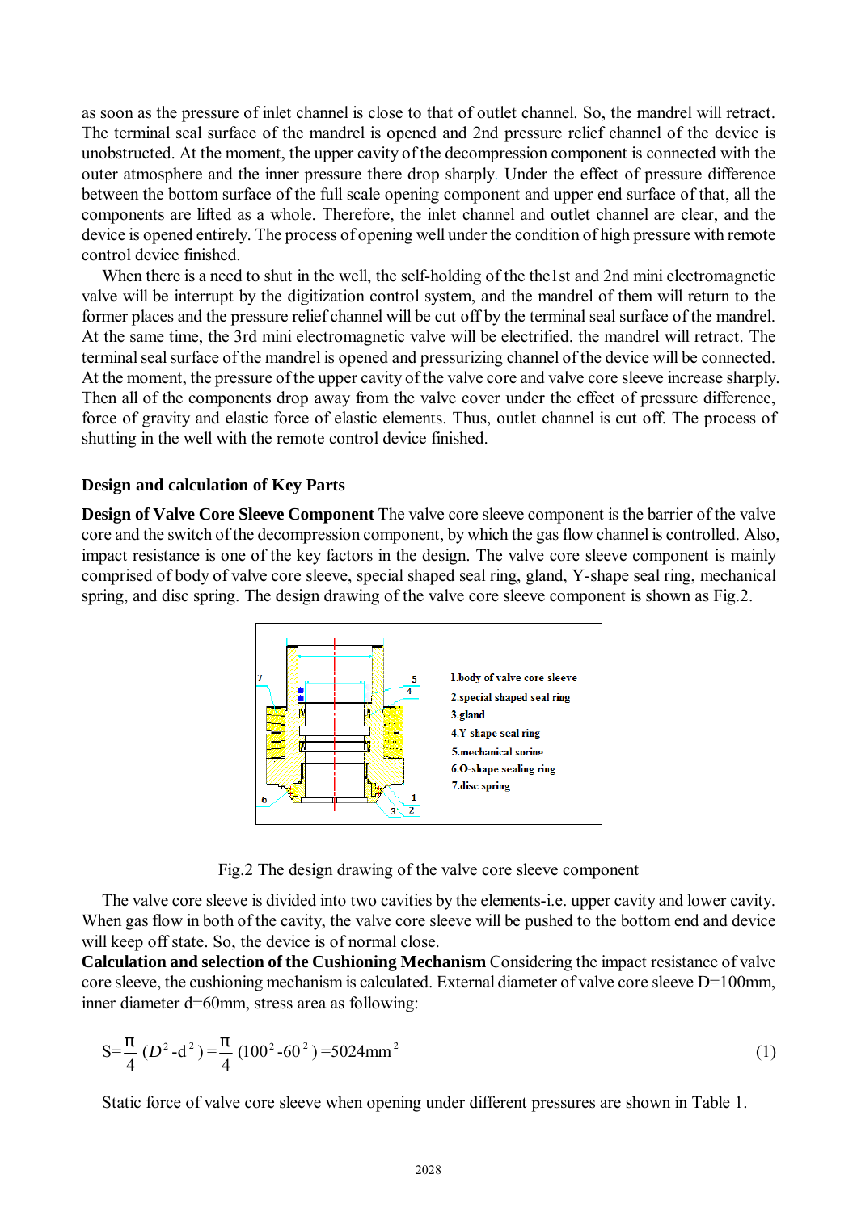as soon as the pressure of inlet channel is close to that of outlet channel. So, the mandrel will retract. The terminal seal surface of the mandrel is opened and 2nd pressure relief channel of the device is unobstructed. At the moment, the upper cavity of the decompression component is connected with the outer atmosphere and the inner pressure there drop sharply. Under the effect of pressure difference between the bottom surface of the full scale opening component and upper end surface of that, all the components are lifted as a whole. Therefore, the inlet channel and outlet channel are clear, and the device is opened entirely. The process of opening well under the condition of high pressure with remote control device finished.

When there is a need to shut in the well, the self-holding of the the1st and 2nd mini electromagnetic valve will be interrupt by the digitization control system, and the mandrel of them will return to the former places and the pressure relief channel will be cut off by the terminal seal surface of the mandrel. At the same time, the 3rd mini electromagnetic valve will be electrified. the mandrel will retract. The terminal seal surface of the mandrel is opened and pressurizing channel of the device will be connected. At the moment, the pressure of the upper cavity of the valve core and valve core sleeve increase sharply. Then all of the components drop away from the valve cover under the effect of pressure difference, force of gravity and elastic force of elastic elements. Thus, outlet channel is cut off. The process of shutting in the well with the remote control device finished.

## Design and calculation of Key Parts

**Design of Valve Core Sleeve Component** The valve core sleeve component is the barrier of the valve core and the switch of the decompression component, by which the gas flow channel is controlled. Also, impact resistance is one of the key factors in the design. The valve core sleeve component is mainly comprised of body of valve core sleeve, special shaped seal ring, gland, Y-shape seal ring, mechanical spring, and disc spring. The design drawing of the valve core sleeve component is shown as Fig.2.

1.body of valve core sleeve
2.special shaped seal ring
3.gland
4.Y-shape seal ring
5.mechanical spring
6.O-shape sealing ring
7.disc spring

Fig.2 The design drawing of the valve core sleeve component

The valve core sleeve is divided into two cavities by the elements-i.e. upper cavity and lower cavity. When gas flow in both of the cavity, the valve core sleeve will be pushed to the bottom end and device will keep off state. So, the device is of normal close.

**Calculation and selection of the Cushioning Mechanism** Considering the impact resistance of valve core sleeve, the cushioning mechanism is calculated. External diameter of valve core sleeve D=100mm, inner diameter d=60mm, stress area as following:

$$S=\frac{\pi}{4}(D^2-d^2)=\frac{\pi}{4}(100^2-60^2)=5024\text{mm}^2 \tag{1}$$

Static force of valve core sleeve when opening under different pressures are shown in Table 1.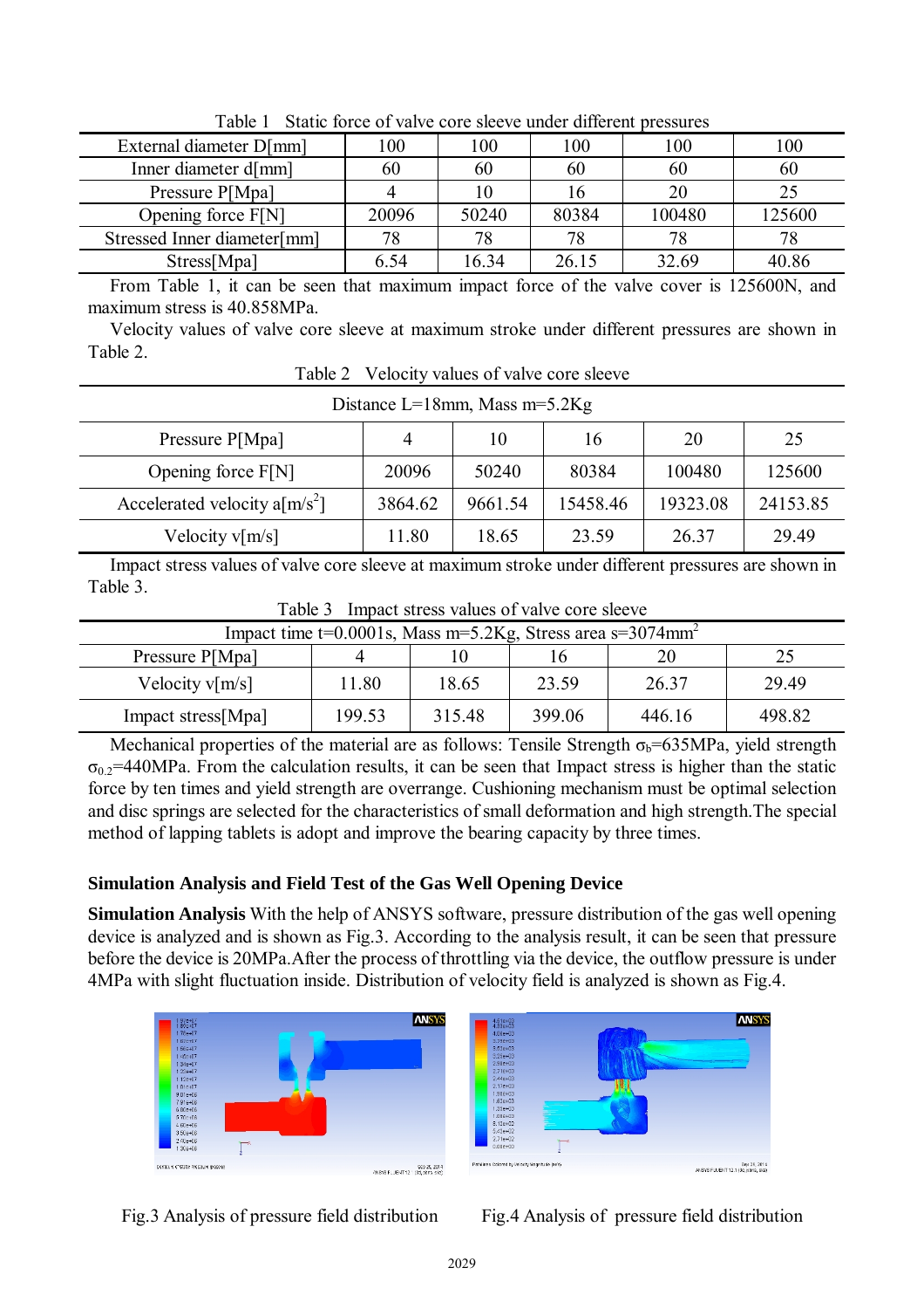Table 1 Static force of valve core sleeve under different pressures

| External diameter D[mm] | 100 | 100 | 100 | 100 | 100 |
|---|---|---|---|---|---|
| Inner diameter d[mm] | 60 | 60 | 60 | 60 | 60 |
| Pressure P[Mpa] | 4 | 10 | 16 | 20 | 25 |
| Opening force F[N] | 20096 | 50240 | 80384 | 100480 | 125600 |
| Stressed Inner diameter[mm] | 78 | 78 | 78 | 78 | 78 |
| Stress[Mpa] | 6.54 | 16.34 | 26.15 | 32.69 | 40.86 |

From Table 1, it can be seen that maximum impact force of the valve cover is 125600N, and maximum stress is 40.858MPa.

Velocity values of valve core sleeve at maximum stroke under different pressures are shown in Table 2.

Table 2 Velocity values of valve core sleeve

| Distance L=18mm, Mass m=5.2Kg | | | | | |
|---|---|---|---|---|---|
| Pressure P[Mpa] | 4 | 10 | 16 | 20 | 25 |
| Opening force F[N] | 20096 | 50240 | 80384 | 100480 | 125600 |
| Accelerated velocity a[m/s$^2$] | 3864.62 | 9661.54 | 15458.46 | 19323.08 | 24153.85 |
| Velocity v[m/s] | 11.80 | 18.65 | 23.59 | 26.37 | 29.49 |

Impact stress values of valve core sleeve at maximum stroke under different pressures are shown in Table 3.

Table 3 Impact stress values of valve core sleeve

| Impact time t=0.0001s, Mass m=5.2Kg, Stress area s=3074mm$^2$ | | | | | |
|---|---|---|---|---|---|
| Pressure P[Mpa] | 4 | 10 | 16 | 20 | 25 |
| Velocity v[m/s] | 11.80 | 18.65 | 23.59 | 26.37 | 29.49 |
| Impact stress[Mpa] | 199.53 | 315.48 | 399.06 | 446.16 | 498.82 |

Mechanical properties of the material are as follows: Tensile Strength $\sigma_b$=635MPa, yield strength $\sigma_{0.2}$=440MPa. From the calculation results, it can be seen that Impact stress is higher than the static force by ten times and yield strength are overrange. Cushioning mechanism must be optimal selection and disc springs are selected for the characteristics of small deformation and high strength.The special method of lapping tablets is adopt and improve the bearing capacity by three times.

## Simulation Analysis and Field Test of the Gas Well Opening Device

**Simulation Analysis** With the help of ANSYS software, pressure distribution of the gas well opening device is analyzed and is shown as Fig.3. According to the analysis result, it can be seen that pressure before the device is 20MPa.After the process of throttling via the device, the outflow pressure is under 4MPa with slight fluctuation inside. Distribution of velocity field is analyzed is shown as Fig.4.

Fig.3 Analysis of pressure field distribution

Fig.4 Analysis of pressure field distribution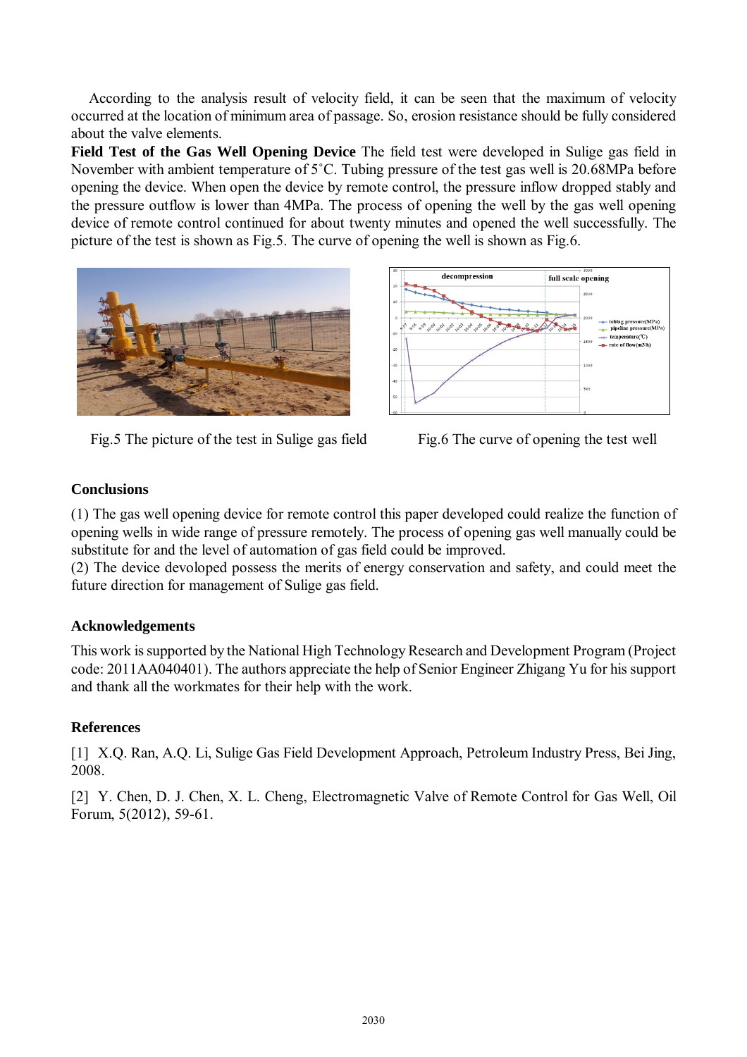According to the analysis result of velocity field, it can be seen that the maximum of velocity occurred at the location of minimum area of passage. So, erosion resistance should be fully considered about the valve elements.

**Field Test of the Gas Well Opening Device** The field test were developed in Sulige gas field in November with ambient temperature of 5˚C. Tubing pressure of the test gas well is 20.68MPa before opening the device. When open the device by remote control, the pressure inflow dropped stably and the pressure outflow is lower than 4MPa. The process of opening the well by the gas well opening device of remote control continued for about twenty minutes and opened the well successfully. The picture of the test is shown as Fig.5. The curve of opening the well is shown as Fig.6.

Fig.5 The picture of the test in Sulige gas field

decompression
full scale opening
tubing pressure(MPa)
pipeline pressure(MPa)
temperature(℃)
rate of flow(m3/h)

Fig.6 The curve of opening the test well

## Conclusions

(1) The gas well opening device for remote control this paper developed could realize the function of opening wells in wide range of pressure remotely. The process of opening gas well manually could be substitute for and the level of automation of gas field could be improved.

(2) The device devoloped possess the merits of energy conservation and safety, and could meet the future direction for management of Sulige gas field.

## Acknowledgements

This work is supported by the National High Technology Research and Development Program (Project code: 2011AA040401). The authors appreciate the help of Senior Engineer Zhigang Yu for his support and thank all the workmates for their help with the work.

## References

[1] X.Q. Ran, A.Q. Li, Sulige Gas Field Development Approach, Petroleum Industry Press, Bei Jing, 2008.

[2] Y. Chen, D. J. Chen, X. L. Cheng, Electromagnetic Valve of Remote Control for Gas Well, Oil Forum, 5(2012), 59-61.